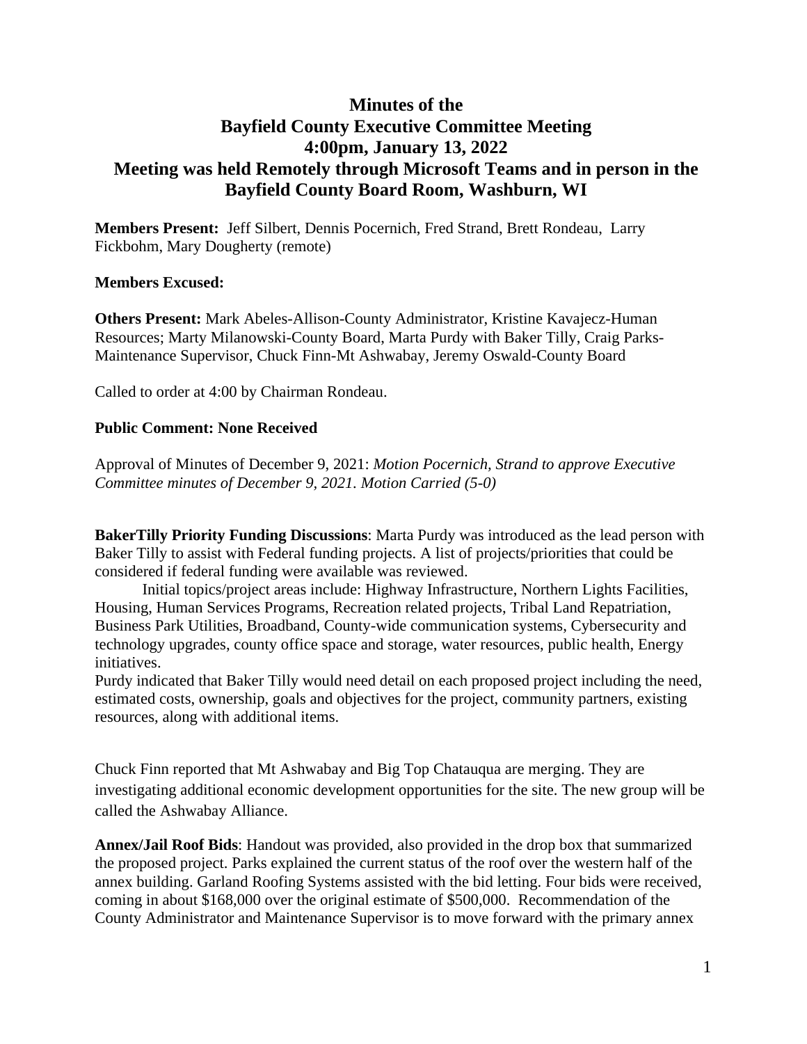# Minutes of the Bayfield County Executive Committee Meeting 4:00pm, January 13, 2022 Meeting was held Remotely through Microsoft Teams and in person in the Bayfield County Board Room, Washburn, WI

**Members Present:** Jeff Silbert, Dennis Pocernich, Fred Strand, Brett Rondeau, Larry Fickbohm, Mary Dougherty (remote)

**Members Excused:**

**Others Present:** Mark Abeles-Allison-County Administrator, Kristine Kavajecz-Human Resources; Marty Milanowski-County Board, Marta Purdy with Baker Tilly, Craig Parks-Maintenance Supervisor, Chuck Finn-Mt Ashwabay, Jeremy Oswald-County Board

Called to order at 4:00 by Chairman Rondeau.

**Public Comment: None Received**

Approval of Minutes of December 9, 2021: *Motion Pocernich, Strand to approve Executive Committee minutes of December 9, 2021. Motion Carried (5-0)*

**BakerTilly Priority Funding Discussions**: Marta Purdy was introduced as the lead person with Baker Tilly to assist with Federal funding projects. A list of projects/priorities that could be considered if federal funding were available was reviewed.

Initial topics/project areas include: Highway Infrastructure, Northern Lights Facilities, Housing, Human Services Programs, Recreation related projects, Tribal Land Repatriation, Business Park Utilities, Broadband, County-wide communication systems, Cybersecurity and technology upgrades, county office space and storage, water resources, public health, Energy initiatives.

Purdy indicated that Baker Tilly would need detail on each proposed project including the need, estimated costs, ownership, goals and objectives for the project, community partners, existing resources, along with additional items.

Chuck Finn reported that Mt Ashwabay and Big Top Chatauqua are merging. They are investigating additional economic development opportunities for the site. The new group will be called the Ashwabay Alliance.

**Annex/Jail Roof Bids**: Handout was provided, also provided in the drop box that summarized the proposed project. Parks explained the current status of the roof over the western half of the annex building. Garland Roofing Systems assisted with the bid letting. Four bids were received, coming in about $168,000 over the original estimate of $500,000. Recommendation of the County Administrator and Maintenance Supervisor is to move forward with the primary annex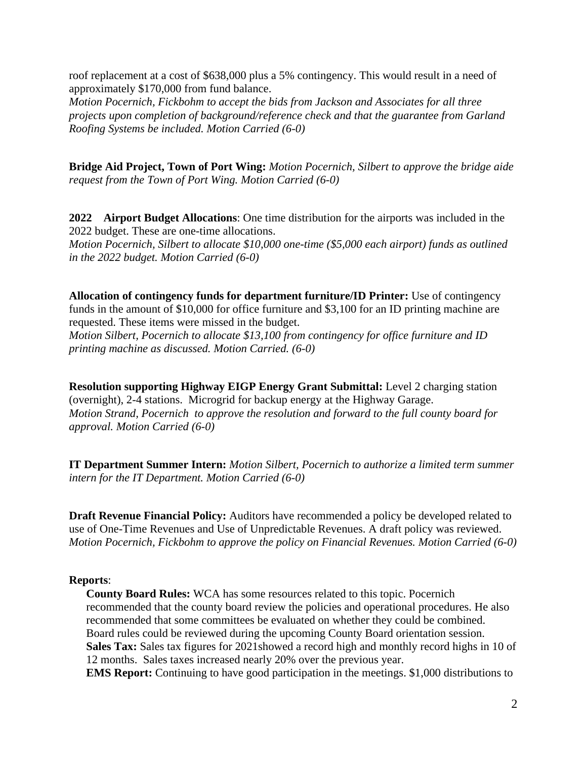roof replacement at a cost of $638,000 plus a 5% contingency. This would result in a need of approximately $170,000 from fund balance.
*Motion Pocernich, Fickbohm to accept the bids from Jackson and Associates for all three projects upon completion of background/reference check and that the guarantee from Garland Roofing Systems be included. Motion Carried (6-0)*

**Bridge Aid Project, Town of Port Wing:** *Motion Pocernich, Silbert to approve the bridge aide request from the Town of Port Wing. Motion Carried (6-0)*

**2022 Airport Budget Allocations**: One time distribution for the airports was included in the 2022 budget. These are one-time allocations.
*Motion Pocernich, Silbert to allocate $10,000 one-time ($5,000 each airport) funds as outlined in the 2022 budget. Motion Carried (6-0)*

**Allocation of contingency funds for department furniture/ID Printer:** Use of contingency funds in the amount of $10,000 for office furniture and $3,100 for an ID printing machine are requested. These items were missed in the budget.
*Motion Silbert, Pocernich to allocate $13,100 from contingency for office furniture and ID printing machine as discussed. Motion Carried. (6-0)*

**Resolution supporting Highway EIGP Energy Grant Submittal:** Level 2 charging station (overnight), 2-4 stations. Microgrid for backup energy at the Highway Garage.
*Motion Strand, Pocernich to approve the resolution and forward to the full county board for approval. Motion Carried (6-0)*

**IT Department Summer Intern:** *Motion Silbert, Pocernich to authorize a limited term summer intern for the IT Department. Motion Carried (6-0)*

**Draft Revenue Financial Policy:** Auditors have recommended a policy be developed related to use of One-Time Revenues and Use of Unpredictable Revenues. A draft policy was reviewed.
*Motion Pocernich, Fickbohm to approve the policy on Financial Revenues. Motion Carried (6-0)*

**Reports**:

**County Board Rules:** WCA has some resources related to this topic. Pocernich recommended that the county board review the policies and operational procedures. He also recommended that some committees be evaluated on whether they could be combined. Board rules could be reviewed during the upcoming County Board orientation session.
**Sales Tax:** Sales tax figures for 2021showed a record high and monthly record highs in 10 of 12 months. Sales taxes increased nearly 20% over the previous year.
**EMS Report:** Continuing to have good participation in the meetings. $1,000 distributions to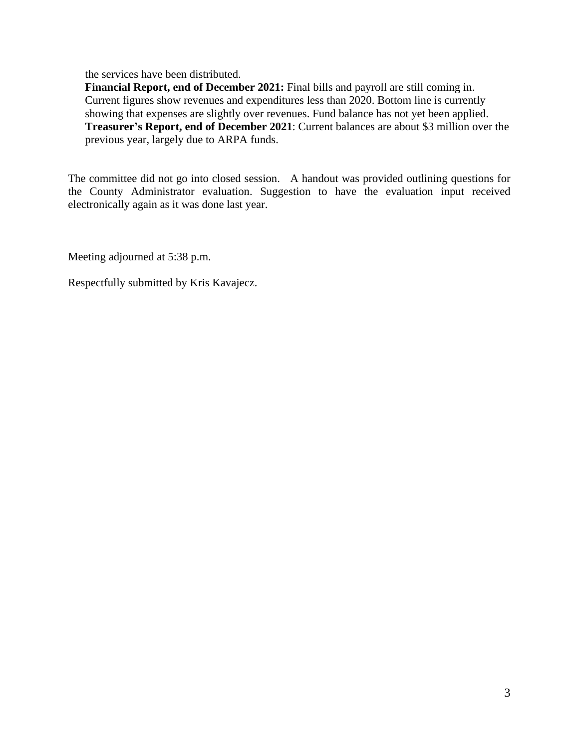the services have been distributed.

**Financial Report, end of December 2021:** Final bills and payroll are still coming in. Current figures show revenues and expenditures less than 2020. Bottom line is currently showing that expenses are slightly over revenues. Fund balance has not yet been applied.

**Treasurer's Report, end of December 2021**: Current balances are about $3 million over the previous year, largely due to ARPA funds.

The committee did not go into closed session. A handout was provided outlining questions for the County Administrator evaluation. Suggestion to have the evaluation input received electronically again as it was done last year.

Meeting adjourned at 5:38 p.m.

Respectfully submitted by Kris Kavajecz.